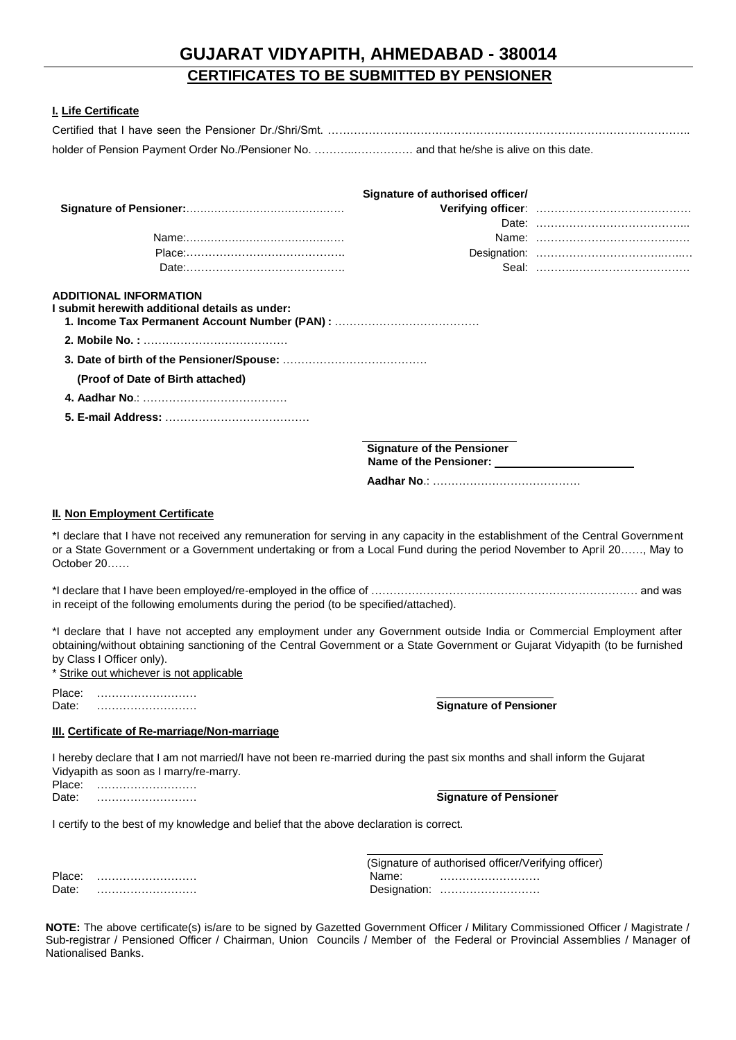# GUJARAT VIDYAPITH, AHMEDABAD - 380014

## CERTIFICATES TO BE SUBMITTED BY PENSIONER

### I. Life Certificate

Certified that I have seen the Pensioner Dr./Shri/Smt. ……………………………………………………………………………………….. holder of Pension Payment Order No./Pensioner No. ………..……………… and that he/she is alive on this date.

**Signature of Pensioner:**………………………………………

Name:………………………………………

Place:……………………………………..

Date:……………………………………..

**Signature of authorised officer/ Verifying officer**: ……………………………………

Date: …………………………………...

Name: ………………………………..…

Designation: ……………………………..…..…

Seal: ………..…………………………

**ADDITIONAL INFORMATION**

**I submit herewith additional details as under:**

1. **Income Tax Permanent Account Number (PAN) :** …………………………………
2. **Mobile No. :** …………………………………
3. **Date of birth of the Pensioner/Spouse:** …………………………………

   **(Proof of Date of Birth attached)**
4. **Aadhar No**.: …………………………………
5. **E-mail Address:** …………………………………

**Signature of the Pensioner**

**Name of the Pensioner:** ____________________

**Aadhar No**.: ………………………………….

### II. Non Employment Certificate

*I declare that I have not received any remuneration for serving in any capacity in the establishment of the Central Government or a State Government or a Government undertaking or from a Local Fund during the period November to April 20……, May to October 20……

*I declare that I have been employed/re-employed in the office of ……………………………………………………………… and was in receipt of the following emoluments during the period (to be specified/attached).

*I declare that I have not accepted any employment under any Government outside India or Commercial Employment after obtaining/without obtaining sanctioning of the Central Government or a State Government or Gujarat Vidyapith (to be furnished by Class I Officer only).

\* Strike out whichever is not applicable

Place: ………………………

Date: ………………………

**Signature of Pensioner**

### III. Certificate of Re-marriage/Non-marriage

I hereby declare that I am not married/I have not been re-married during the past six months and shall inform the Gujarat Vidyapith as soon as I marry/re-marry.

Place: ………………………

Date: ………………………

**Signature of Pensioner**

I certify to the best of my knowledge and belief that the above declaration is correct.

Place: ………………………

Date: ………………………

(Signature of authorised officer/Verifying officer)

Name: ………………………

Designation: ………………………

**NOTE:** The above certificate(s) is/are to be signed by Gazetted Government Officer / Military Commissioned Officer / Magistrate / Sub-registrar / Pensioned Officer / Chairman, Union Councils / Member of the Federal or Provincial Assemblies / Manager of Nationalised Banks.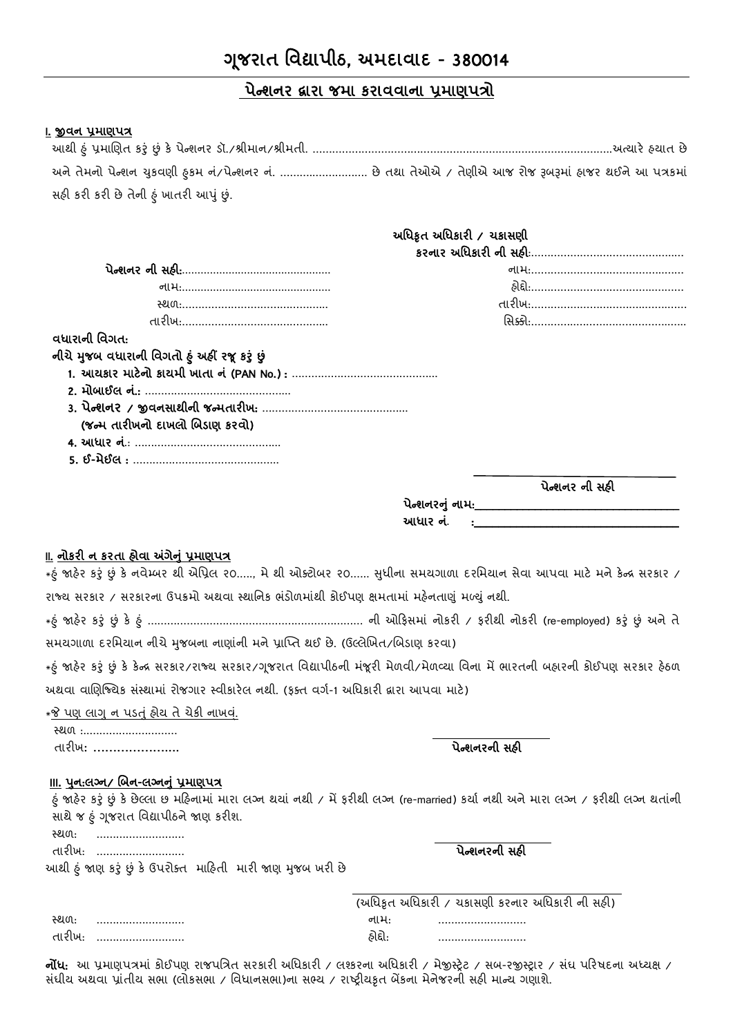# ગૂજરાત વિદ્યાપીઠ, અમદાવાદ - 380014

## પેન્શનર દ્વારા જમા કરાવવાના પ્રમાણપત્રો

**I. જીવન પ્રમાણપત્ર**

આથી હું પ્રમાણિત કરું છું કે પેન્શનર ડૉ./શ્રીમાન/શ્રીમતી. ..........................................................................................અત્યારે હયાત છે અને તેમનો પેન્શન ચુકવણી હુકમ નં/પેન્શનર નં. ......................... છે તથા તેઓએ / તેણીએ આજ રોજ રૂબરૂમાં હાજર થઈને આ પત્રકમાં સહી કરી કરી છે તેની હું ખાતરી આપું છું.

**અધિકૃત અધિકારી / ચકાસણી કરનાર અધિકારી ની સહી**:..............................................
નામ:.............................................
હોદ્દો:.............................................
તારીખ:.............................................
સિક્કો:.............................................

**પેન્શનર ની સહી**:.............................................
નામ:.............................................
સ્થળ:.............................................
તારીખ:.............................................

**વધારાની વિગત:**

**નીચે મુજબ વધારાની વિગતો હું અહીં રજૂ કરૂં છું**

1. **આયકાર માટેનો કાયમી ખાતા નં (PAN No.) :** .............................................
2. **મોબાઈલ નં.:** .............................................
3. **પેન્શનર / જીવનસાથીની જન્મતારીખ:** .............................................
   **(જન્મ તારીખનો દાખલો બિડાણ કરવો)**
4. **આધાર નં.:** .............................................
5. **ઈ-મેઈલ :** .............................................

**પેન્શનર ની સહી**
**પેન્શનરનું નામ:**____________________________
**આધાર નં. :**____________________________

**II. નોકરી ન કરતા હોવા અંગેનું પ્રમાણપત્ર**

*હું જાહેર કરૂં છું કે નવેમ્બર થી એપ્રિલ ૨૦....., મે થી ઓક્ટોબર ૨૦...... સુધીના સમયગાળા દરમિયાન સેવા આપવા માટે મને કેન્દ્ર સરકાર / રાજ્ય સરકાર / સરકારના ઉપક્રમો અથવા સ્થાનિક ભંડોળમાંથી કોઈપણ ક્ષમતામાં મહેનતાણું મળ્યું નથી.

*હું જાહેર કરૂં છું કે હું ................................................................ ની ઓફિસમાં નોકરી / ફરીથી નોકરી (re-employed) કરું છું અને તે સમયગાળા દરમિયાન નીચે મુજબના નાણાંની મને પ્રાપ્તિ થઈ છે. (ઉલ્લેખિત/બિડાણ કરવા)

*હું જાહેર કરું છું કે કેન્દ્ર સરકાર/રાજ્ય સરકાર/ગૂજરાત વિદ્યાપીઠની મંજૂરી મેળવી/મેળવ્યા વિના મેં ભારતની બહારની કોઈપણ સરકાર હેઠળ અથવા વાણિજ્યિક સંસ્થામાં રોજગાર સ્વીકારેલ નથી. (ફક્ત વર્ગ-1 અધિકારી દ્વારા આપવા માટે)

*<u>જે પણ લાગુ ન પડતું હોય તે ચેકી નાખવું.</u>

સ્થળ :.............................
તારીખ: .....................

**પેન્શનરની સહી**

**III. પુનઃલગ્ન/ બિન-લગ્નનું પ્રમાણપત્ર**

હું જાહેર કરૂં છું કે છેલ્લા છ મહિનામાં મારા લગ્ન થયાં નથી / મેં ફરીથી લગ્ન (re-married) કર્યા નથી અને મારા લગ્ન / ફરીથી લગ્ન થતાંની સાથે જ હું ગૂજરાત વિદ્યાપીઠને જાણ કરીશ.

સ્થળ: ..........................
તારીખ: ..........................

**પેન્શનરની સહી**

આથી હું જાણ કરું છું કે ઉપરોક્ત માહિતી મારી જાણ મુજબ ખરી છે

(અધિકૃત અધિકારી / ચકાસણી કરનાર અધિકારી ની સહી)

સ્થળ: ..........................
તારીખ: ..........................

નામ: ..........................
હોદ્દો: ..........................

**નોંધ:** આ પ્રમાણપત્રમાં કોઈપણ રાજપત્રિત સરકારી અધિકારી / લશ્કરના અધિકારી / મેજીસ્ટ્રેટ / સબ-રજીસ્ટ્રાર / સંઘ પરિષદના અધ્યક્ષ / સંઘીય અથવા પ્રાંતીય સભા (લોકસભા / વિધાનસભા)ના સભ્ય / રાષ્ટ્રીયકૃત બેંકના મેનેજરની સહી માન્ય ગણાશે.